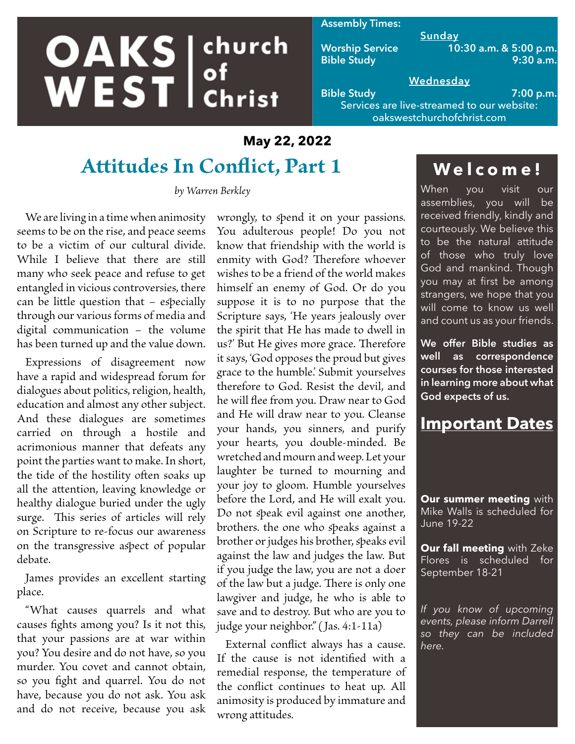# OAKS WEST church of Christ

**Assembly Times:**

**Sunday**

Worship Service — 10:30 a.m. & 5:00 p.m.
Bible Study — 9:30 a.m.

**Wednesday**

Bible Study — 7:00 p.m.

Services are live-streamed to our website: oakswestchurchofchrist.com

**May 22, 2022**

## Attitudes In Conflict, Part 1

*by Warren Berkley*

We are living in a time when animosity seems to be on the rise, and peace seems to be a victim of our cultural divide. While I believe that there are still many who seek peace and refuse to get entangled in vicious controversies, there can be little question that – especially through our various forms of media and digital communication – the volume has been turned up and the value down.

Expressions of disagreement now have a rapid and widespread forum for dialogues about politics, religion, health, education and almost any other subject. And these dialogues are sometimes carried on through a hostile and acrimonious manner that defeats any point the parties want to make. In short, the tide of the hostility often soaks up all the attention, leaving knowledge or healthy dialogue buried under the ugly surge. This series of articles will rely on Scripture to re-focus our awareness on the transgressive aspect of popular debate.

James provides an excellent starting place.

"What causes quarrels and what causes fights among you? Is it not this, that your passions are at war within you? You desire and do not have, so you murder. You covet and cannot obtain, so you fight and quarrel. You do not have, because you do not ask. You ask and do not receive, because you ask wrongly, to spend it on your passions. You adulterous people! Do you not know that friendship with the world is enmity with God? Therefore whoever wishes to be a friend of the world makes himself an enemy of God. Or do you suppose it is to no purpose that the Scripture says, 'He years jealously over the spirit that He has made to dwell in us?' But He gives more grace. Therefore it says, 'God opposes the proud but gives grace to the humble.' Submit yourselves therefore to God. Resist the devil, and he will flee from you. Draw near to God and He will draw near to you. Cleanse your hands, you sinners, and purify your hearts, you double-minded. Be wretched and mourn and weep. Let your laughter be turned to mourning and your joy to gloom. Humble yourselves before the Lord, and He will exalt you. Do not speak evil against one another, brothers. the one who speaks against a brother or judges his brother, speaks evil against the law and judges the law. But if you judge the law, you are not a doer of the law but a judge. There is only one lawgiver and judge, he who is able to save and to destroy. But who are you to judge your neighbor." (Jas. 4:1-11a)

External conflict always has a cause. If the cause is not identified with a remedial response, the temperature of the conflict continues to heat up. All animosity is produced by immature and wrong attitudes.

## Welcome!

When you visit our assemblies, you will be received friendly, kindly and courteously. We believe this to be the natural attitude of those who truly love God and mankind. Though you may at first be among strangers, we hope that you will come to know us well and count us as your friends.

**We offer Bible studies as well as correspondence courses for those interested in learning more about what God expects of us.**

## Important Dates

**Our summer meeting** with Mike Walls is scheduled for June 19-22

**Our fall meeting** with Zeke Flores is scheduled for September 18-21

*If you know of upcoming events, please inform Darrell so they can be included here.*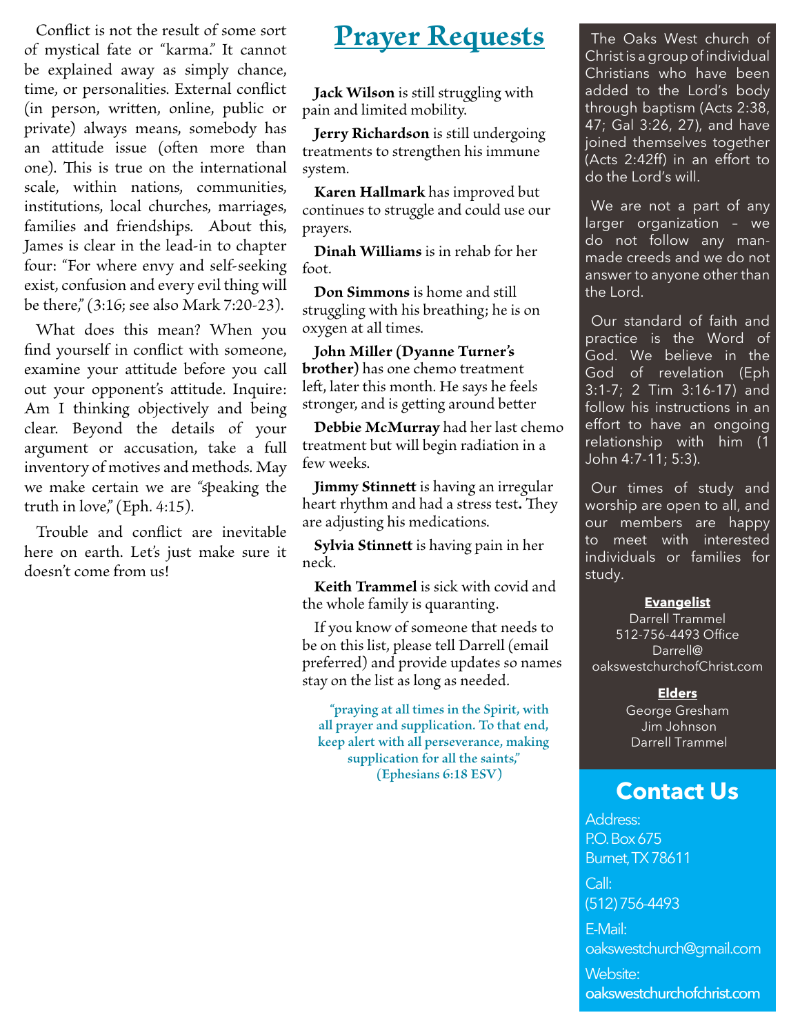Conflict is not the result of some sort of mystical fate or "karma." It cannot be explained away as simply chance, time, or personalities. External conflict (in person, written, online, public or private) always means, somebody has an attitude issue (often more than one). This is true on the international scale, within nations, communities, institutions, local churches, marriages, families and friendships. About this, James is clear in the lead-in to chapter four: "For where envy and self-seeking exist, confusion and every evil thing will be there," (3:16; see also Mark 7:20-23).

What does this mean? When you find yourself in conflict with someone, examine your attitude before you call out your opponent's attitude. Inquire: Am I thinking objectively and being clear. Beyond the details of your argument or accusation, take a full inventory of motives and methods. May we make certain we are "speaking the truth in love," (Eph. 4:15).

Trouble and conflict are inevitable here on earth. Let's just make sure it doesn't come from us!

## Prayer Requests

**Jack Wilson** is still struggling with pain and limited mobility.

**Jerry Richardson** is still undergoing treatments to strengthen his immune system.

**Karen Hallmark** has improved but continues to struggle and could use our prayers.

**Dinah Williams** is in rehab for her foot.

**Don Simmons** is home and still struggling with his breathing; he is on oxygen at all times.

**John Miller (Dyanne Turner's brother)** has one chemo treatment left, later this month. He says he feels stronger, and is getting around better

**Debbie McMurray** had her last chemo treatment but will begin radiation in a few weeks.

**Jimmy Stinnett** is having an irregular heart rhythm and had a stress test**.** They are adjusting his medications.

**Sylvia Stinnett** is having pain in her neck.

**Keith Trammel** is sick with covid and the whole family is quaranting.

If you know of someone that needs to be on this list, please tell Darrell (email preferred) and provide updates so names stay on the list as long as needed.

"praying at all times in the Spirit, with all prayer and supplication. To that end, keep alert with all perseverance, making supplication for all the saints," (Ephesians 6:18 ESV)

The Oaks West church of Christ is a group of individual Christians who have been added to the Lord's body through baptism (Acts 2:38, 47; Gal 3:26, 27), and have joined themselves together (Acts 2:42ff) in an effort to do the Lord's will.

We are not a part of any larger organization – we do not follow any man-made creeds and we do not answer to anyone other than the Lord.

Our standard of faith and practice is the Word of God. We believe in the God of revelation (Eph 3:1-7; 2 Tim 3:16-17) and follow his instructions in an effort to have an ongoing relationship with him (1 John 4:7-11; 5:3).

Our times of study and worship are open to all, and our members are happy to meet with interested individuals or families for study.

**Evangelist**
Darrell Trammel
512-756-4493 Office
Darrell@oakswestchurchofChrist.com

**Elders**
George Gresham
Jim Johnson
Darrell Trammel

## Contact Us

Address:
P.O. Box 675
Burnet, TX 78611

Call:
(512) 756-4493

E-Mail:
oakswestchurch@gmail.com

Website:
oakswestchurchofchrist.com